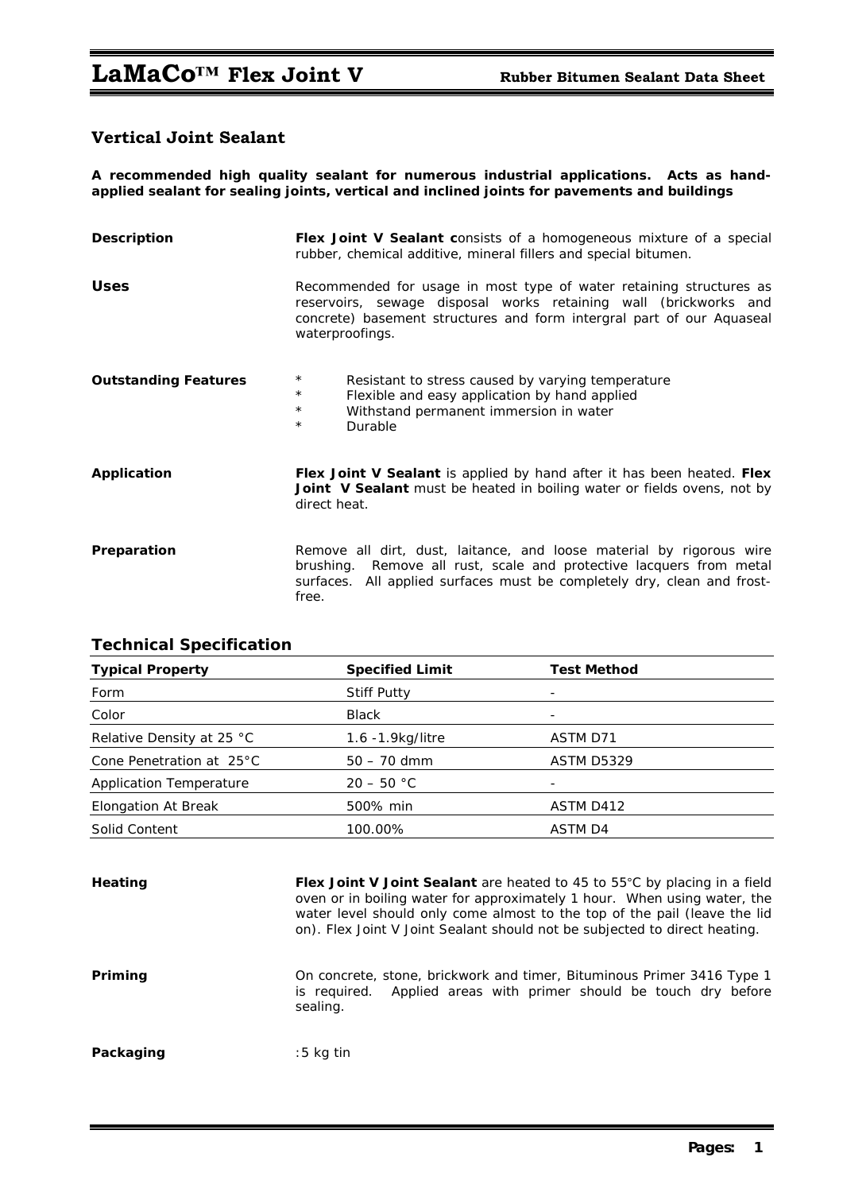# LaMaCo™ Flex Joint V

**Rubber Bitumen Sealant Data Sheet**

## Vertical Joint Sealant

**A recommended high quality sealant for numerous industrial applications. Acts as hand-applied sealant for sealing joints, vertical and inclined joints for pavements and buildings**

**Description**

**Flex Joint V Sealant c**onsists of a homogeneous mixture of a special rubber, chemical additive, mineral fillers and special bitumen.

**Uses**

Recommended for usage in most type of water retaining structures as reservoirs, sewage disposal works retaining wall (brickworks and concrete) basement structures and form intergral part of our Aquaseal waterproofings.

**Outstanding Features**

- Resistant to stress caused by varying temperature
- Flexible and easy application by hand applied
- Withstand permanent immersion in water
- Durable

**Application**

**Flex Joint V Sealant** is applied by hand after it has been heated. **Flex Joint V Sealant** must be heated in boiling water or fields ovens, not by direct heat.

**Preparation**

Remove all dirt, dust, laitance, and loose material by rigorous wire brushing. Remove all rust, scale and protective lacquers from metal surfaces. All applied surfaces must be completely dry, clean and frost-free.

## Technical Specification

| Typical Property | Specified Limit | Test Method |
|---|---|---|
| Form | Stiff Putty | - |
| Color | Black | - |
| Relative Density at 25 °C | 1.6 -1.9kg/litre | ASTM D71 |
| Cone Penetration at 25°C | 50 – 70 dmm | ASTM D5329 |
| Application Temperature | 20 – 50 °C | - |
| Elongation At Break | 500% min | ASTM D412 |
| Solid Content | 100.00% | ASTM D4 |

**Heating**

**Flex Joint V Joint Sealant** are heated to 45 to 55°C by placing in a field oven or in boiling water for approximately 1 hour. When using water, the water level should only come almost to the top of the pail (leave the lid on). Flex Joint V Joint Sealant should not be subjected to direct heating.

**Priming**

On concrete, stone, brickwork and timer, Bituminous Primer 3416 Type 1 is required. Applied areas with primer should be touch dry before sealing.

**Packaging**

:5 kg tin

**Pages: 1**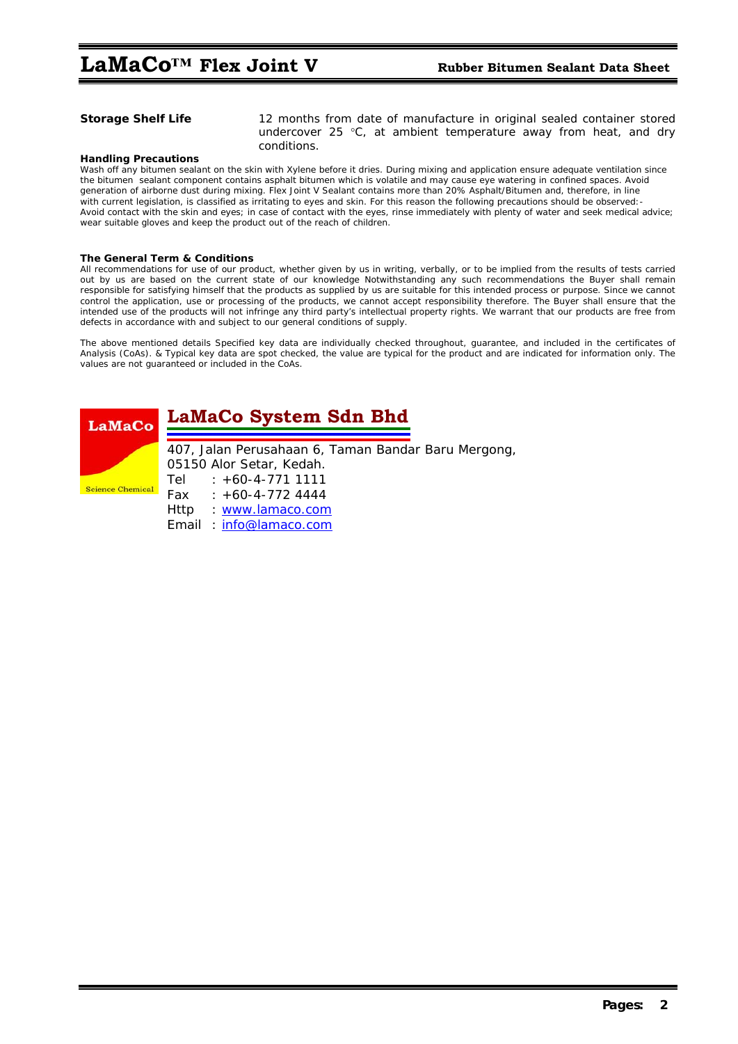**Storage Shelf Life** 12 months from date of manufacture in original sealed container stored undercover 25 °C, at ambient temperature away from heat, and dry conditions.

**Handling Precautions**

Wash off any bitumen sealant on the skin with Xylene before it dries. During mixing and application ensure adequate ventilation since the bitumen sealant component contains asphalt bitumen which is volatile and may cause eye watering in confined spaces. Avoid generation of airborne dust during mixing. Flex Joint V Sealant contains more than 20% Asphalt/Bitumen and, therefore, in line with current legislation, is classified as irritating to eyes and skin. For this reason the following precautions should be observed:- Avoid contact with the skin and eyes; in case of contact with the eyes, rinse immediately with plenty of water and seek medical advice; wear suitable gloves and keep the product out of the reach of children.

**The General Term & Conditions**

All recommendations for use of our product, whether given by us in writing, verbally, or to be implied from the results of tests carried out by us are based on the current state of our knowledge Notwithstanding any such recommendations the Buyer shall remain responsible for satisfying himself that the products as supplied by us are suitable for this intended process or purpose. Since we cannot control the application, use or processing of the products, we cannot accept responsibility therefore. The Buyer shall ensure that the intended use of the products will not infringe any third party's intellectual property rights. We warrant that our products are free from defects in accordance with and subject to our general conditions of supply.

The above mentioned details Specified key data are individually checked throughout, guarantee, and included in the certificates of Analysis (CoAs). & Typical key data are spot checked, the value are typical for the product and are indicated for information only. The values are not guaranteed or included in the CoAs.

LaMaCo

Science Chemical

## LaMaCo System Sdn Bhd

407, Jalan Perusahaan 6, Taman Bandar Baru Mergong,
05150 Alor Setar, Kedah.
Tel : +60-4-771 1111
Fax : +60-4-772 4444
Http : www.lamaco.com
Email : info@lamaco.com